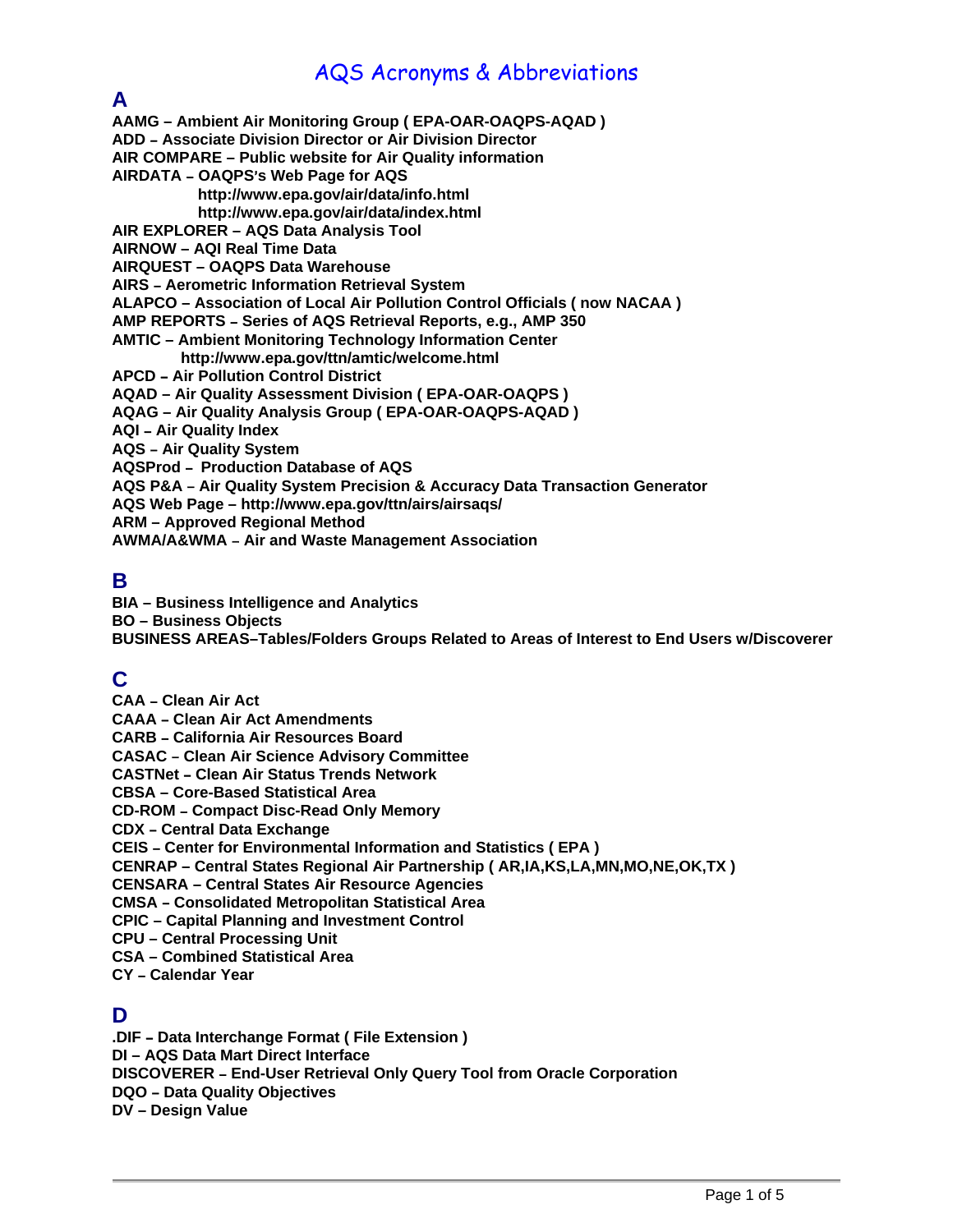# AQS Acronyms & Abbreviations

## A

**AAMG – Ambient Air Monitoring Group ( EPA-OAR-OAQPS-AQAD )**
**ADD – Associate Division Director or Air Division Director**
**AIR COMPARE – Public website for Air Quality information**
**AIRDATA – OAQPS's Web Page for AQS**
**http://www.epa.gov/air/data/info.html**
**http://www.epa.gov/air/data/index.html**
**AIR EXPLORER – AQS Data Analysis Tool**
**AIRNOW – AQI Real Time Data**
**AIRQUEST – OAQPS Data Warehouse**
**AIRS – Aerometric Information Retrieval System**
**ALAPCO – Association of Local Air Pollution Control Officials ( now NACAA )**
**AMP REPORTS – Series of AQS Retrieval Reports, e.g., AMP 350**
**AMTIC – Ambient Monitoring Technology Information Center**
**http://www.epa.gov/ttn/amtic/welcome.html**
**APCD – Air Pollution Control District**
**AQAD – Air Quality Assessment Division ( EPA-OAR-OAQPS )**
**AQAG – Air Quality Analysis Group ( EPA-OAR-OAQPS-AQAD )**
**AQI – Air Quality Index**
**AQS – Air Quality System**
**AQSProd – Production Database of AQS**
**AQS P&A – Air Quality System Precision & Accuracy Data Transaction Generator**
**AQS Web Page – http://www.epa.gov/ttn/airs/airsaqs/**
**ARM – Approved Regional Method**
**AWMA/A&WMA – Air and Waste Management Association**

## B

**BIA – Business Intelligence and Analytics**
**BO – Business Objects**
**BUSINESS AREAS–Tables/Folders Groups Related to Areas of Interest to End Users w/Discoverer**

## C

**CAA – Clean Air Act**
**CAAA – Clean Air Act Amendments**
**CARB – California Air Resources Board**
**CASAC – Clean Air Science Advisory Committee**
**CASTNet – Clean Air Status Trends Network**
**CBSA – Core-Based Statistical Area**
**CD-ROM – Compact Disc-Read Only Memory**
**CDX – Central Data Exchange**
**CEIS – Center for Environmental Information and Statistics ( EPA )**
**CENRAP – Central States Regional Air Partnership ( AR,IA,KS,LA,MN,MO,NE,OK,TX )**
**CENSARA – Central States Air Resource Agencies**
**CMSA – Consolidated Metropolitan Statistical Area**
**CPIC – Capital Planning and Investment Control**
**CPU – Central Processing Unit**
**CSA – Combined Statistical Area**
**CY – Calendar Year**

## D

**.DIF – Data Interchange Format ( File Extension )**
**DI – AQS Data Mart Direct Interface**
**DISCOVERER – End-User Retrieval Only Query Tool from Oracle Corporation**
**DQO – Data Quality Objectives**
**DV – Design Value**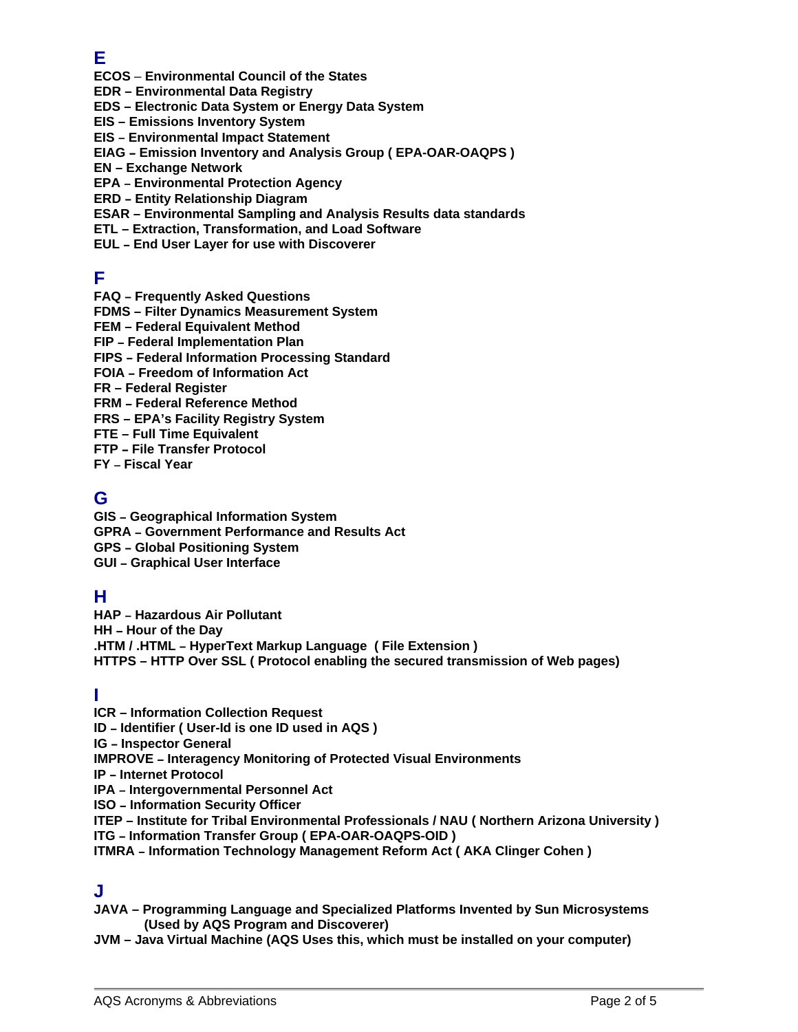## E

**ECOS – Environmental Council of the States**
**EDR – Environmental Data Registry**
**EDS – Electronic Data System or Energy Data System**
**EIS – Emissions Inventory System**
**EIS – Environmental Impact Statement**
**EIAG – Emission Inventory and Analysis Group ( EPA-OAR-OAQPS )**
**EN – Exchange Network**
**EPA – Environmental Protection Agency**
**ERD – Entity Relationship Diagram**
**ESAR – Environmental Sampling and Analysis Results data standards**
**ETL – Extraction, Transformation, and Load Software**
**EUL – End User Layer for use with Discoverer**

## F

**FAQ – Frequently Asked Questions**
**FDMS – Filter Dynamics Measurement System**
**FEM – Federal Equivalent Method**
**FIP – Federal Implementation Plan**
**FIPS – Federal Information Processing Standard**
**FOIA – Freedom of Information Act**
**FR – Federal Register**
**FRM – Federal Reference Method**
**FRS – EPA's Facility Registry System**
**FTE – Full Time Equivalent**
**FTP – File Transfer Protocol**
**FY – Fiscal Year**

## G

**GIS – Geographical Information System**
**GPRA – Government Performance and Results Act**
**GPS – Global Positioning System**
**GUI – Graphical User Interface**

## H

**HAP – Hazardous Air Pollutant**
**HH – Hour of the Day**
**.HTM / .HTML – HyperText Markup Language ( File Extension )**
**HTTPS – HTTP Over SSL ( Protocol enabling the secured transmission of Web pages)**

## I

**ICR – Information Collection Request**
**ID – Identifier ( User-Id is one ID used in AQS )**
**IG – Inspector General**
**IMPROVE – Interagency Monitoring of Protected Visual Environments**
**IP – Internet Protocol**
**IPA – Intergovernmental Personnel Act**
**ISO – Information Security Officer**
**ITEP – Institute for Tribal Environmental Professionals / NAU ( Northern Arizona University )**
**ITG – Information Transfer Group ( EPA-OAR-OAQPS-OID )**
**ITMRA – Information Technology Management Reform Act ( AKA Clinger Cohen )**

## J

**JAVA – Programming Language and Specialized Platforms Invented by Sun Microsystems (Used by AQS Program and Discoverer)**
**JVM – Java Virtual Machine (AQS Uses this, which must be installed on your computer)**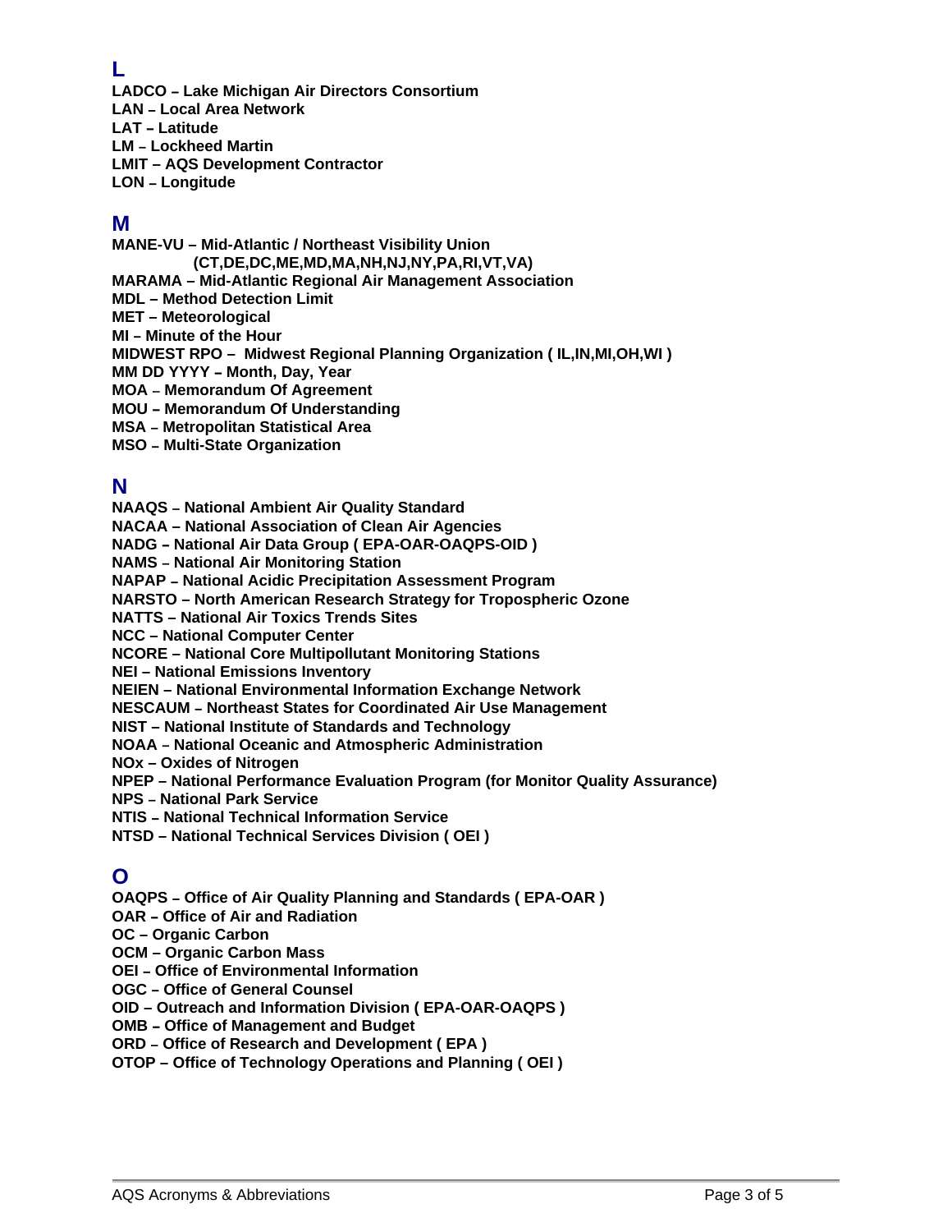## L

**LADCO – Lake Michigan Air Directors Consortium**
**LAN – Local Area Network**
**LAT – Latitude**
**LM – Lockheed Martin**
**LMIT – AQS Development Contractor**
**LON – Longitude**

## M

**MANE-VU – Mid-Atlantic / Northeast Visibility Union**
**(CT,DE,DC,ME,MD,MA,NH,NJ,NY,PA,RI,VT,VA)**
**MARAMA – Mid-Atlantic Regional Air Management Association**
**MDL – Method Detection Limit**
**MET – Meteorological**
**MI – Minute of the Hour**
**MIDWEST RPO – Midwest Regional Planning Organization ( IL,IN,MI,OH,WI )**
**MM DD YYYY – Month, Day, Year**
**MOA – Memorandum Of Agreement**
**MOU – Memorandum Of Understanding**
**MSA – Metropolitan Statistical Area**
**MSO – Multi-State Organization**

## N

**NAAQS – National Ambient Air Quality Standard**
**NACAA – National Association of Clean Air Agencies**
**NADG – National Air Data Group ( EPA-OAR-OAQPS-OID )**
**NAMS – National Air Monitoring Station**
**NAPAP – National Acidic Precipitation Assessment Program**
**NARSTO – North American Research Strategy for Tropospheric Ozone**
**NATTS – National Air Toxics Trends Sites**
**NCC – National Computer Center**
**NCORE – National Core Multipollutant Monitoring Stations**
**NEI – National Emissions Inventory**
**NEIEN – National Environmental Information Exchange Network**
**NESCAUM – Northeast States for Coordinated Air Use Management**
**NIST – National Institute of Standards and Technology**
**NOAA – National Oceanic and Atmospheric Administration**
**NOx – Oxides of Nitrogen**
**NPEP – National Performance Evaluation Program (for Monitor Quality Assurance)**
**NPS – National Park Service**
**NTIS – National Technical Information Service**
**NTSD – National Technical Services Division ( OEI )**

## O

**OAQPS – Office of Air Quality Planning and Standards ( EPA-OAR )**
**OAR – Office of Air and Radiation**
**OC – Organic Carbon**
**OCM – Organic Carbon Mass**
**OEI – Office of Environmental Information**
**OGC – Office of General Counsel**
**OID – Outreach and Information Division ( EPA-OAR-OAQPS )**
**OMB – Office of Management and Budget**
**ORD – Office of Research and Development ( EPA )**
**OTOP – Office of Technology Operations and Planning ( OEI )**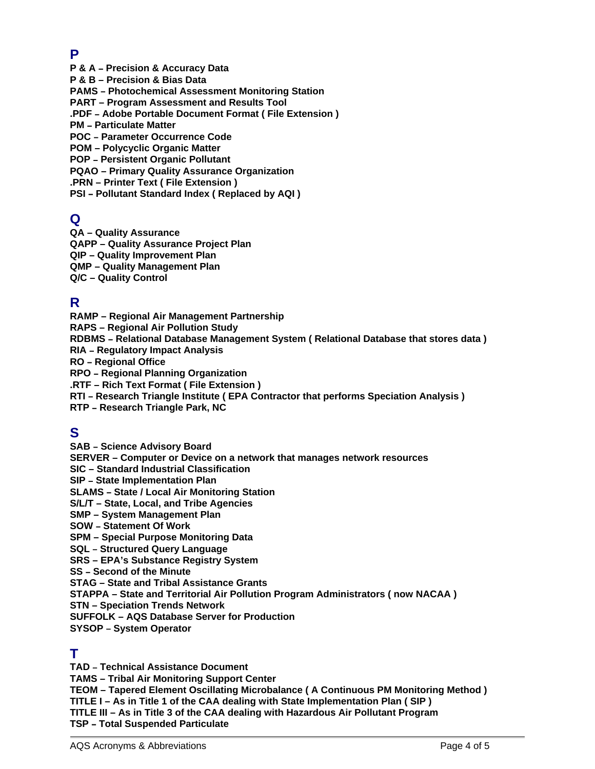## P

**P & A – Precision & Accuracy Data**
**P & B – Precision & Bias Data**
**PAMS – Photochemical Assessment Monitoring Station**
**PART – Program Assessment and Results Tool**
**.PDF – Adobe Portable Document Format ( File Extension )**
**PM – Particulate Matter**
**POC – Parameter Occurrence Code**
**POM – Polycyclic Organic Matter**
**POP – Persistent Organic Pollutant**
**PQAO – Primary Quality Assurance Organization**
**.PRN – Printer Text ( File Extension )**
**PSI – Pollutant Standard Index ( Replaced by AQI )**

## Q

**QA – Quality Assurance**
**QAPP – Quality Assurance Project Plan**
**QIP – Quality Improvement Plan**
**QMP – Quality Management Plan**
**Q/C – Quality Control**

## R

**RAMP – Regional Air Management Partnership**
**RAPS – Regional Air Pollution Study**
**RDBMS – Relational Database Management System ( Relational Database that stores data )**
**RIA – Regulatory Impact Analysis**
**RO – Regional Office**
**RPO – Regional Planning Organization**
**.RTF – Rich Text Format ( File Extension )**
**RTI – Research Triangle Institute ( EPA Contractor that performs Speciation Analysis )**
**RTP – Research Triangle Park, NC**

## S

**SAB – Science Advisory Board**
**SERVER – Computer or Device on a network that manages network resources**
**SIC – Standard Industrial Classification**
**SIP – State Implementation Plan**
**SLAMS – State / Local Air Monitoring Station**
**S/L/T – State, Local, and Tribe Agencies**
**SMP – System Management Plan**
**SOW – Statement Of Work**
**SPM – Special Purpose Monitoring Data**
**SQL – Structured Query Language**
**SRS – EPA's Substance Registry System**
**SS – Second of the Minute**
**STAG – State and Tribal Assistance Grants**
**STAPPA – State and Territorial Air Pollution Program Administrators ( now NACAA )**
**STN – Speciation Trends Network**
**SUFFOLK – AQS Database Server for Production**
**SYSOP – System Operator**

## T

**TAD – Technical Assistance Document**
**TAMS – Tribal Air Monitoring Support Center**
**TEOM – Tapered Element Oscillating Microbalance ( A Continuous PM Monitoring Method )**
**TITLE I – As in Title 1 of the CAA dealing with State Implementation Plan ( SIP )**
**TITLE III – As in Title 3 of the CAA dealing with Hazardous Air Pollutant Program**
**TSP – Total Suspended Particulate**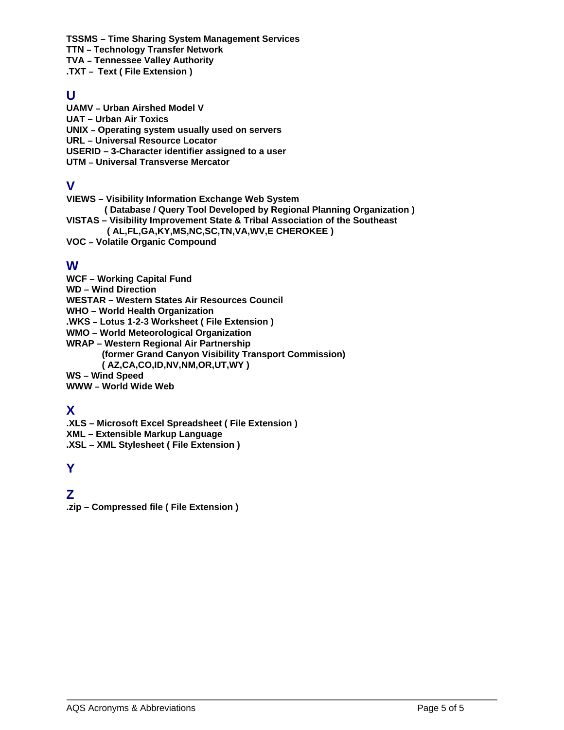**TSSMS – Time Sharing System Management Services**
**TTN – Technology Transfer Network**
**TVA – Tennessee Valley Authority**
**.TXT – Text ( File Extension )**

## U

**UAMV – Urban Airshed Model V**
**UAT – Urban Air Toxics**
**UNIX – Operating system usually used on servers**
**URL – Universal Resource Locator**
**USERID – 3-Character identifier assigned to a user**
**UTM – Universal Transverse Mercator**

## V

**VIEWS – Visibility Information Exchange Web System**
**( Database / Query Tool Developed by Regional Planning Organization )**
**VISTAS – Visibility Improvement State & Tribal Association of the Southeast**
**( AL,FL,GA,KY,MS,NC,SC,TN,VA,WV,E CHEROKEE )**
**VOC – Volatile Organic Compound**

## W

**WCF – Working Capital Fund**
**WD – Wind Direction**
**WESTAR – Western States Air Resources Council**
**WHO – World Health Organization**
**.WKS – Lotus 1-2-3 Worksheet ( File Extension )**
**WMO – World Meteorological Organization**
**WRAP – Western Regional Air Partnership**
**(former Grand Canyon Visibility Transport Commission)**
**( AZ,CA,CO,ID,NV,NM,OR,UT,WY )**
**WS – Wind Speed**
**WWW – World Wide Web**

## X

**.XLS – Microsoft Excel Spreadsheet ( File Extension )**
**XML – Extensible Markup Language**
**.XSL – XML Stylesheet ( File Extension )**

## Y

## Z

**.zip – Compressed file ( File Extension )**